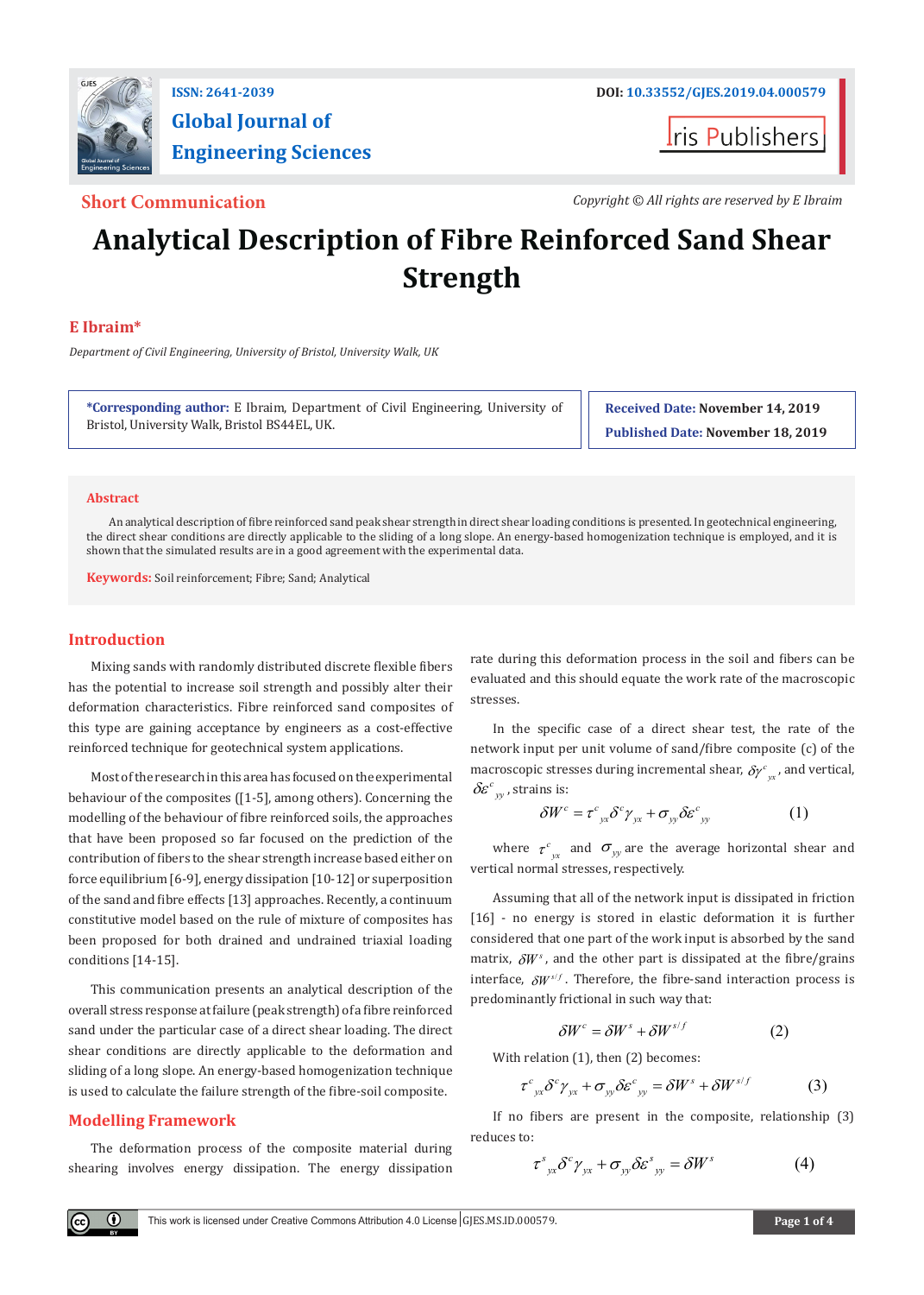ISSN: 2641-2039

# Global Journal of Engineering Sciences

DOI: 10.33552/GJES.2019.04.000579

**Short Communication**

*Copyright © All rights are reserved by E Ibraim*

# Analytical Description of Fibre Reinforced Sand Shear Strength

**E Ibraim***

*Department of Civil Engineering, University of Bristol, University Walk, UK*

**\*Corresponding author:** E Ibraim, Department of Civil Engineering, University of Bristol, University Walk, Bristol BS44EL, UK.

**Received Date:** November 14, 2019

**Published Date:** November 18, 2019

## Abstract

An analytical description of fibre reinforced sand peak shear strength in direct shear loading conditions is presented. In geotechnical engineering, the direct shear conditions are directly applicable to the sliding of a long slope. An energy-based homogenization technique is employed, and it is shown that the simulated results are in a good agreement with the experimental data.

**Keywords:** Soil reinforcement; Fibre; Sand; Analytical

## Introduction

Mixing sands with randomly distributed discrete flexible fibers has the potential to increase soil strength and possibly alter their deformation characteristics. Fibre reinforced sand composites of this type are gaining acceptance by engineers as a cost-effective reinforced technique for geotechnical system applications.

Most of the research in this area has focused on the experimental behaviour of the composites ([1-5], among others). Concerning the modelling of the behaviour of fibre reinforced soils, the approaches that have been proposed so far focused on the prediction of the contribution of fibers to the shear strength increase based either on force equilibrium [6-9], energy dissipation [10-12] or superposition of the sand and fibre effects [13] approaches. Recently, a continuum constitutive model based on the rule of mixture of composites has been proposed for both drained and undrained triaxial loading conditions [14-15].

This communication presents an analytical description of the overall stress response at failure (peak strength) of a fibre reinforced sand under the particular case of a direct shear loading. The direct shear conditions are directly applicable to the deformation and sliding of a long slope. An energy-based homogenization technique is used to calculate the failure strength of the fibre-soil composite.

## Modelling Framework

The deformation process of the composite material during shearing involves energy dissipation. The energy dissipation rate during this deformation process in the soil and fibers can be evaluated and this should equate the work rate of the macroscopic stresses.

In the specific case of a direct shear test, the rate of the network input per unit volume of sand/fibre composite (c) of the macroscopic stresses during incremental shear, $\delta\gamma^{c}_{yx}$, and vertical, $\delta\varepsilon^{c}_{yy}$, strains is:

$$\delta W^{c} = \tau^{c}_{yx}\delta^{c}\gamma_{yx} + \sigma_{yy}\delta\varepsilon^{c}_{yy} \qquad (1)$$

where $\tau^{c}_{yx}$ and $\sigma_{yy}$ are the average horizontal shear and vertical normal stresses, respectively.

Assuming that all of the network input is dissipated in friction [16] - no energy is stored in elastic deformation it is further considered that one part of the work input is absorbed by the sand matrix, $\delta W^{s}$, and the other part is dissipated at the fibre/grains interface, $\delta W^{s/f}$. Therefore, the fibre-sand interaction process is predominantly frictional in such way that:

$$\delta W^{c} = \delta W^{s} + \delta W^{s/f} \qquad (2)$$

With relation (1), then (2) becomes:

$$\tau^{c}_{yx}\delta^{c}\gamma_{yx} + \sigma_{yy}\delta\varepsilon^{c}_{yy} = \delta W^{s} + \delta W^{s/f} \qquad (3)$$

If no fibers are present in the composite, relationship (3) reduces to:

$$\tau^{s}_{yx}\delta^{c}\gamma_{yx} + \sigma_{yy}\delta\varepsilon^{s}_{yy} = \delta W^{s} \qquad (4)$$

This work is licensed under Creative Commons Attribution 4.0 License | GJES.MS.ID.000579.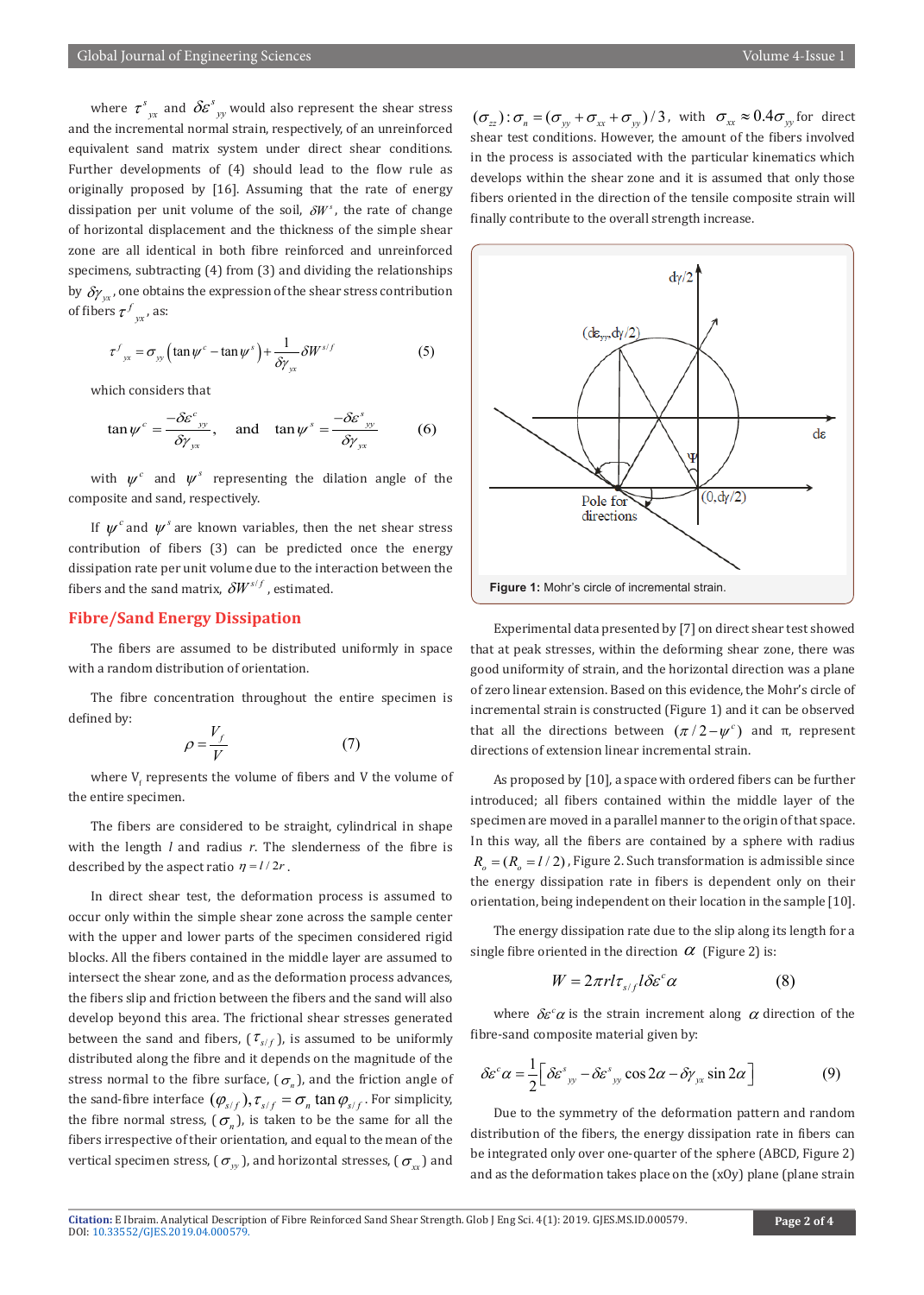where $\tau^{s}_{yx}$ and $\delta\varepsilon^{s}_{yy}$ would also represent the shear stress and the incremental normal strain, respectively, of an unreinforced equivalent sand matrix system under direct shear conditions. Further developments of (4) should lead to the flow rule as originally proposed by [16]. Assuming that the rate of energy dissipation per unit volume of the soil, $\delta W^{s}$, the rate of change of horizontal displacement and the thickness of the simple shear zone are all identical in both fibre reinforced and unreinforced specimens, subtracting (4) from (3) and dividing the relationships by $\delta\gamma_{yx}$, one obtains the expression of the shear stress contribution of fibers $\tau^{f}_{yx}$, as:

$$\tau^{f}_{yx} = \sigma_{yy}\left(\tan\psi^{c} - \tan\psi^{s}\right) + \frac{1}{\delta\gamma_{yx}}\delta W^{s/f} \qquad (5)$$

which considers that

$$\tan\psi^{c} = \frac{-\delta\varepsilon^{c}_{yy}}{\delta\gamma_{yx}}, \quad \text{and} \quad \tan\psi^{s} = \frac{-\delta\varepsilon^{s}_{yy}}{\delta\gamma_{yx}} \qquad (6)$$

with $\psi^{c}$ and $\psi^{s}$ representing the dilation angle of the composite and sand, respectively.

If $\psi^{c}$ and $\psi^{s}$ are known variables, then the net shear stress contribution of fibers (3) can be predicted once the energy dissipation rate per unit volume due to the interaction between the fibers and the sand matrix, $\delta W^{s/f}$, estimated.

## Fibre/Sand Energy Dissipation

The fibers are assumed to be distributed uniformly in space with a random distribution of orientation.

The fibre concentration throughout the entire specimen is defined by:

$$\rho = \frac{V_f}{V} \qquad (7)$$

where $V_f$ represents the volume of fibers and V the volume of the entire specimen.

The fibers are considered to be straight, cylindrical in shape with the length $l$ and radius $r$. The slenderness of the fibre is described by the aspect ratio $\eta = l/2r$.

In direct shear test, the deformation process is assumed to occur only within the simple shear zone across the sample center with the upper and lower parts of the specimen considered rigid blocks. All the fibers contained in the middle layer are assumed to intersect the shear zone, and as the deformation process advances, the fibers slip and friction between the fibers and the sand will also develop beyond this area. The frictional shear stresses generated between the sand and fibers, ($\tau_{s/f}$), is assumed to be uniformly distributed along the fibre and it depends on the magnitude of the stress normal to the fibre surface, ($\sigma_n$), and the friction angle of the sand-fibre interface $(\varphi_{s/f}), \tau_{s/f} = \sigma_n \tan\varphi_{s/f}$. For simplicity, the fibre normal stress, ($\sigma_n$), is taken to be the same for all the fibers irrespective of their orientation, and equal to the mean of the vertical specimen stress, ($\sigma_{yy}$), and horizontal stresses, ($\sigma_{xx}$) and $(\sigma_{zz}): \sigma_n = (\sigma_{yy} + \sigma_{xx} + \sigma_{yy})/3$, with $\sigma_{xx} \approx 0.4\sigma_{yy}$ for direct shear test conditions. However, the amount of the fibers involved in the process is associated with the particular kinematics which develops within the shear zone and it is assumed that only those fibers oriented in the direction of the tensile composite strain will finally contribute to the overall strength increase.

**Figure 1:** Mohr's circle of incremental strain.

Experimental data presented by [7] on direct shear test showed that at peak stresses, within the deforming shear zone, there was good uniformity of strain, and the horizontal direction was a plane of zero linear extension. Based on this evidence, the Mohr's circle of incremental strain is constructed (Figure 1) and it can be observed that all the directions between $(\pi/2 - \psi^{c})$ and π, represent directions of extension linear incremental strain.

As proposed by [10], a space with ordered fibers can be further introduced; all fibers contained within the middle layer of the specimen are moved in a parallel manner to the origin of that space. In this way, all the fibers are contained by a sphere with radius $R_o = (R_o = l/2)$, Figure 2. Such transformation is admissible since the energy dissipation rate in fibers is dependent only on their orientation, being independent on their location in the sample [10].

The energy dissipation rate due to the slip along its length for a single fibre oriented in the direction $\alpha$ (Figure 2) is:

$$W = 2\pi r l \tau_{s/f} l \delta\varepsilon^{c}\alpha \qquad (8)$$

where $\delta\varepsilon^{c}\alpha$ is the strain increment along $\alpha$ direction of the fibre-sand composite material given by:

$$\delta\varepsilon^{c}\alpha = \frac{1}{2}\left[\delta\varepsilon^{s}_{yy} - \delta\varepsilon^{s}_{yy}\cos 2\alpha - \delta\gamma_{yx}\sin 2\alpha\right] \qquad (9)$$

Due to the symmetry of the deformation pattern and random distribution of the fibers, the energy dissipation rate in fibers can be integrated only over one-quarter of the sphere (ABCD, Figure 2) and as the deformation takes place on the (xOy) plane (plane strain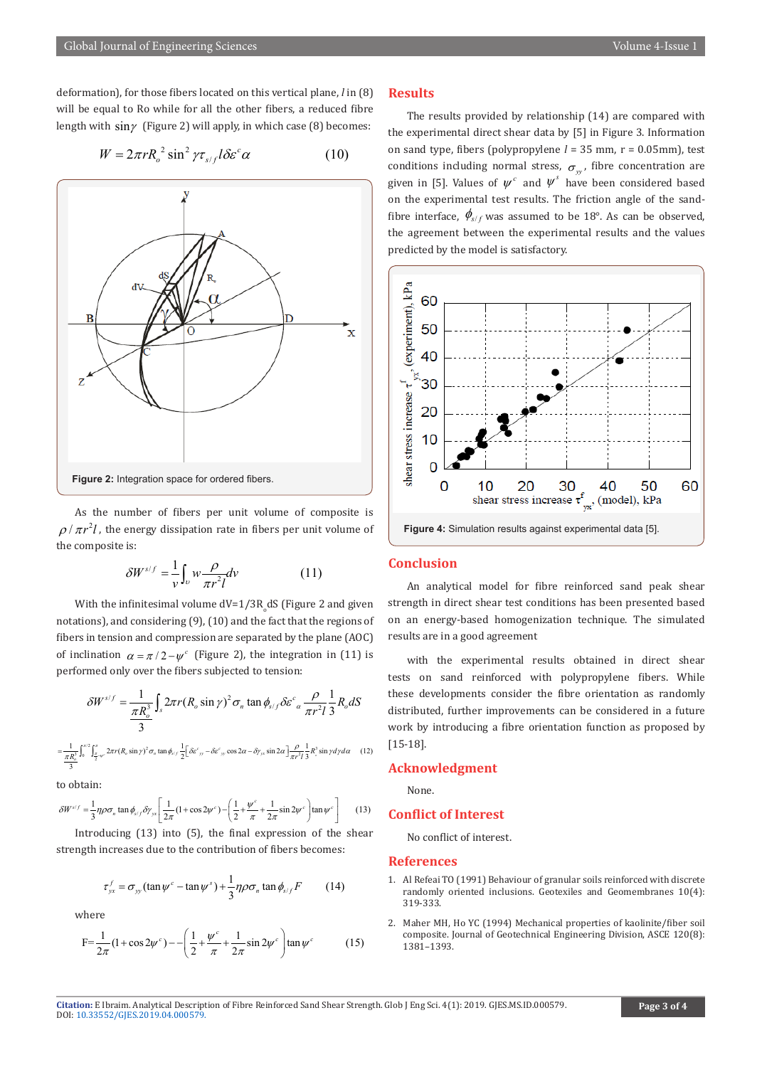deformation), for those fibers located on this vertical plane, $l$ in (8) will be equal to Ro while for all the other fibers, a reduced fibre length with $\sin\gamma$ (Figure 2) will apply, in which case (8) becomes:

$$W = 2\pi r R_o^2 \sin^2 \gamma \tau_{s/f} l \delta\varepsilon^c \alpha \tag{10}$$

Figure 2: Integration space for ordered fibers.

As the number of fibers per unit volume of composite is $\rho / \pi r^2 l$, the energy dissipation rate in fibers per unit volume of the composite is:

$$\delta W^{s/f} = \frac{1}{v}\int_v w \frac{\rho}{\pi r^2 l} dv \tag{11}$$

With the infinitesimal volume dV=1/3R$_o$dS (Figure 2 and given notations), and considering (9), (10) and the fact that the regions of fibers in tension and compression are separated by the plane (AOC) of inclination $\alpha = \pi / 2 - \psi^c$ (Figure 2), the integration in (11) is performed only over the fibers subjected to tension:

$$\delta W^{s/f} = \frac{1}{\frac{\pi R_o^3}{3}} \int_s 2\pi r (R_o \sin\gamma)^2 \sigma_n \tan\phi_{s/f} \delta\varepsilon^c{}_\alpha \frac{\rho}{\pi r^2 l} \frac{1}{3} R_o dS$$

$$= \frac{1}{\frac{\pi R_o^3}{3}} \int_0^{\pi/2} \int_{\frac{\pi}{2}-\psi^c}^{\pi} 2\pi r (R_o \sin\gamma)^2 \sigma_n \tan\phi_{s/f} \frac{1}{2}\left[\delta\varepsilon^c{}_{yy} - \delta\varepsilon^c{}_{yy} \cos 2\alpha - \delta\gamma_{yx} \sin 2\alpha\right] \frac{\rho}{\pi r^2 l} \frac{1}{3} R_o^3 \sin\gamma \, d\gamma \, d\alpha \tag{12}$$

to obtain:

$$\delta W^{s/f} = \frac{1}{3}\eta\rho\sigma_n \tan\phi_{s/f} \delta\gamma_{yx} \left[\frac{1}{2\pi}(1+\cos 2\psi^c) - \left(\frac{1}{2} + \frac{\psi^c}{\pi} + \frac{1}{2\pi}\sin 2\psi^c\right)\tan\psi^c\right] \tag{13}$$

Introducing (13) into (5), the final expression of the shear strength increases due to the contribution of fibers becomes:

$$\tau_{yx}^f = \sigma_{yy}(\tan\psi^c - \tan\psi^s) + \frac{1}{3}\eta\rho\sigma_n \tan\phi_{s/f} F \tag{14}$$

where

$$F = \frac{1}{2\pi}(1+\cos 2\psi^c) - -\left(\frac{1}{2} + \frac{\psi^c}{\pi} + \frac{1}{2\pi}\sin 2\psi^c\right)\tan\psi^c \tag{15}$$

## Results

The results provided by relationship (14) are compared with the experimental direct shear data by [5] in Figure 3. Information on sand type, fibers (polypropylene $l$ = 35 mm, r = 0.05mm), test conditions including normal stress, $\sigma_{yy}$, fibre concentration are given in [5]. Values of $\psi^c$ and $\psi^s$ have been considered based on the experimental test results. The friction angle of the sand-fibre interface, $\phi_{s/f}$ was assumed to be 18°. As can be observed, the agreement between the experimental results and the values predicted by the model is satisfactory.

Figure 4: Simulation results against experimental data [5].

## Conclusion

An analytical model for fibre reinforced sand peak shear strength in direct shear test conditions has been presented based on an energy-based homogenization technique. The simulated results are in a good agreement

with the experimental results obtained in direct shear tests on sand reinforced with polypropylene fibers. While these developments consider the fibre orientation as randomly distributed, further improvements can be considered in a future work by introducing a fibre orientation function as proposed by [15-18].

## Acknowledgment

None.

## Conflict of Interest

No conflict of interest.

## References

1. Al Refeai TO (1991) Behaviour of granular soils reinforced with discrete randomly oriented inclusions. Geotexiles and Geomembranes 10(4): 319-333.
2. Maher MH, Ho YC (1994) Mechanical properties of kaolinite/fiber soil composite. Journal of Geotechnical Engineering Division, ASCE 120(8): 1381–1393.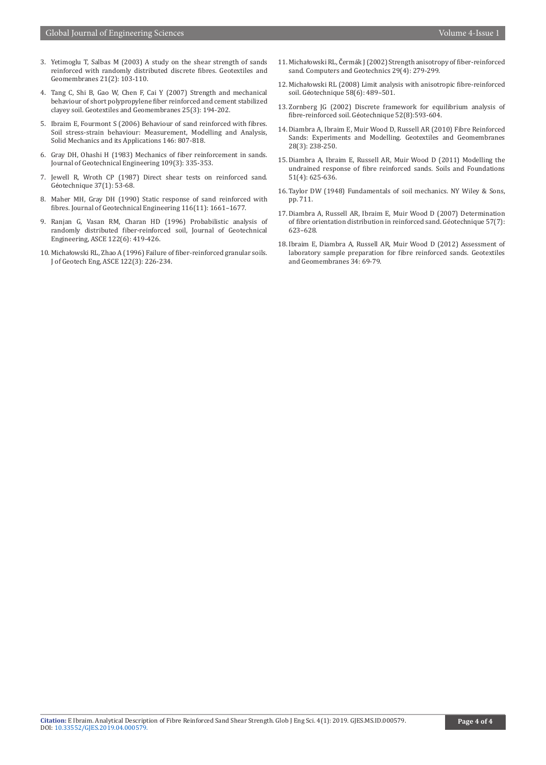3. Yetimoglu T, Salbas M (2003) A study on the shear strength of sands reinforced with randomly distributed discrete fibres. Geotextiles and Geomembranes 21(2): 103-110.
4. Tang C, Shi B, Gao W, Chen F, Cai Y (2007) Strength and mechanical behaviour of short polypropylene fiber reinforced and cement stabilized clayey soil. Geotextiles and Geomembranes 25(3): 194-202.
5. Ibraim E, Fourmont S (2006) Behaviour of sand reinforced with fibres. Soil stress-strain behaviour: Measurement, Modelling and Analysis, Solid Mechanics and its Applications 146: 807-818.
6. Gray DH, Ohashi H (1983) Mechanics of fiber reinforcement in sands. Journal of Geotechnical Engineering 109(3): 335-353.
7. Jewell R, Wroth CP (1987) Direct shear tests on reinforced sand. Géotechnique 37(1): 53-68.
8. Maher MH, Gray DH (1990) Static response of sand reinforced with fibres. Journal of Geotechnical Engineering 116(11): 1661–1677.
9. Ranjan G, Vasan RM, Charan HD (1996) Probabilistic analysis of randomly distributed fiber-reinforced soil, Journal of Geotechnical Engineering, ASCE 122(6): 419-426.
10. Michałowski RL, Zhao A (1996) Failure of fiber-reinforced granular soils. J of Geotech Eng, ASCE 122(3): 226-234.
11. Michałowski RL, Čermák J (2002) Strength anisotropy of fiber-reinforced sand. Computers and Geotechnics 29(4): 279-299.
12. Michałowski RL (2008) Limit analysis with anisotropic fibre-reinforced soil. Géotechnique 58(6): 489–501.
13. Zornberg JG (2002) Discrete framework for equilibrium analysis of fibre-reinforced soil. Géotechnique 52(8):593-604.
14. Diambra A, Ibraim E, Muir Wood D, Russell AR (2010) Fibre Reinforced Sands: Experiments and Modelling. Geotextiles and Geomembranes 28(3): 238-250.
15. Diambra A, Ibraim E, Russell AR, Muir Wood D (2011) Modelling the undrained response of fibre reinforced sands. Soils and Foundations 51(4): 625-636.
16. Taylor DW (1948) Fundamentals of soil mechanics. NY Wiley & Sons, pp. 711.
17. Diambra A, Russell AR, Ibraim E, Muir Wood D (2007) Determination of fibre orientation distribution in reinforced sand. Géotechnique 57(7): 623–628.
18. Ibraim E, Diambra A, Russell AR, Muir Wood D (2012) Assessment of laboratory sample preparation for fibre reinforced sands. Geotextiles and Geomembranes 34: 69-79.